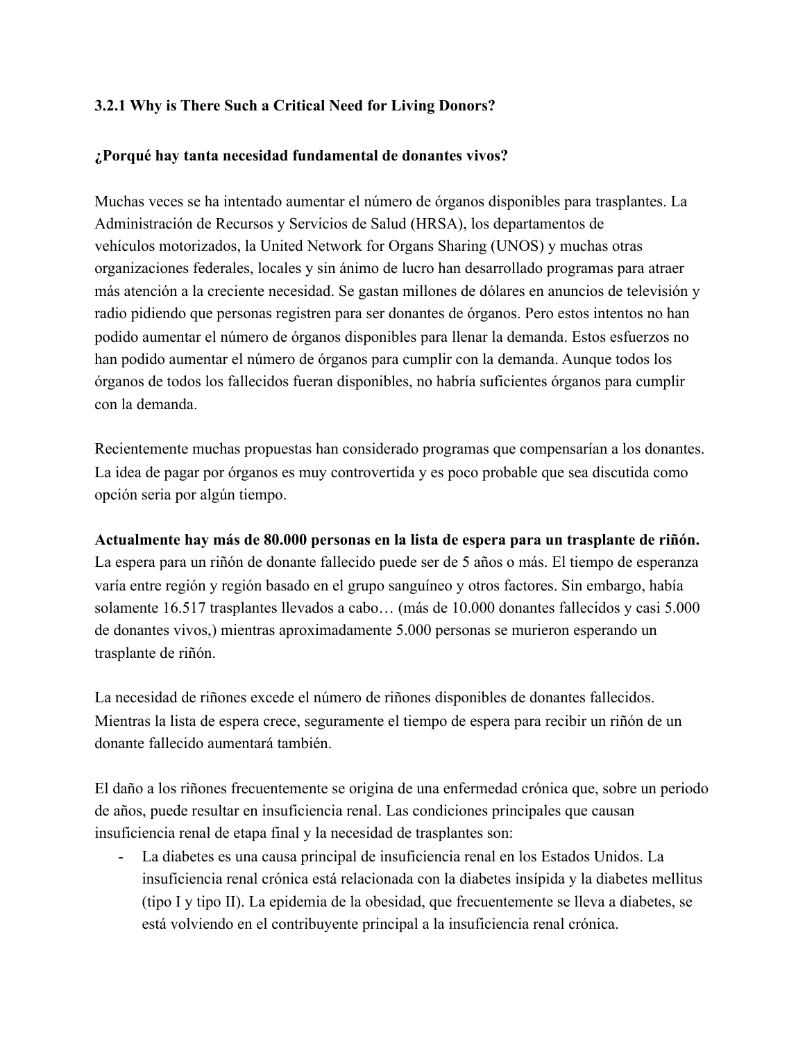### 3.2.1 Why is There Such a Critical Need for Living Donors?

**¿Porqué hay tanta necesidad fundamental de donantes vivos?**

Muchas veces se ha intentado aumentar el número de órganos disponibles para trasplantes. La Administración de Recursos y Servicios de Salud (HRSA), los departamentos de vehículos motorizados, la United Network for Organs Sharing (UNOS) y muchas otras organizaciones federales, locales y sin ánimo de lucro han desarrollado programas para atraer más atención a la creciente necesidad. Se gastan millones de dólares en anuncios de televisión y radio pidiendo que personas registren para ser donantes de órganos. Pero estos intentos no han podido aumentar el número de órganos disponibles para llenar la demanda. Estos esfuerzos no han podido aumentar el número de órganos para cumplir con la demanda. Aunque todos los órganos de todos los fallecidos fueran disponibles, no habría suficientes órganos para cumplir con la demanda.

Recientemente muchas propuestas han considerado programas que compensarían a los donantes. La idea de pagar por órganos es muy controvertida y es poco probable que sea discutida como opción seria por algún tiempo.

**Actualmente hay más de 80.000 personas en la lista de espera para un trasplante de riñón.** La espera para un riñón de donante fallecido puede ser de 5 años o más. El tiempo de esperanza varía entre región y región basado en el grupo sanguíneo y otros factores. Sin embargo, había solamente 16.517 trasplantes llevados a cabo… (más de 10.000 donantes fallecidos y casi 5.000 de donantes vivos,) mientras aproximadamente 5.000 personas se murieron esperando un trasplante de riñón.

La necesidad de riñones excede el número de riñones disponibles de donantes fallecidos. Mientras la lista de espera crece, seguramente el tiempo de espera para recibir un riñón de un donante fallecido aumentará también.

El daño a los riñones frecuentemente se origina de una enfermedad crónica que, sobre un periodo de años, puede resultar en insuficiencia renal. Las condiciones principales que causan insuficiencia renal de etapa final y la necesidad de trasplantes son:

- La diabetes es una causa principal de insuficiencia renal en los Estados Unidos. La insuficiencia renal crónica está relacionada con la diabetes insípida y la diabetes mellitus (tipo I y tipo II). La epidemia de la obesidad, que frecuentemente se lleva a diabetes, se está volviendo en el contribuyente principal a la insuficiencia renal crónica.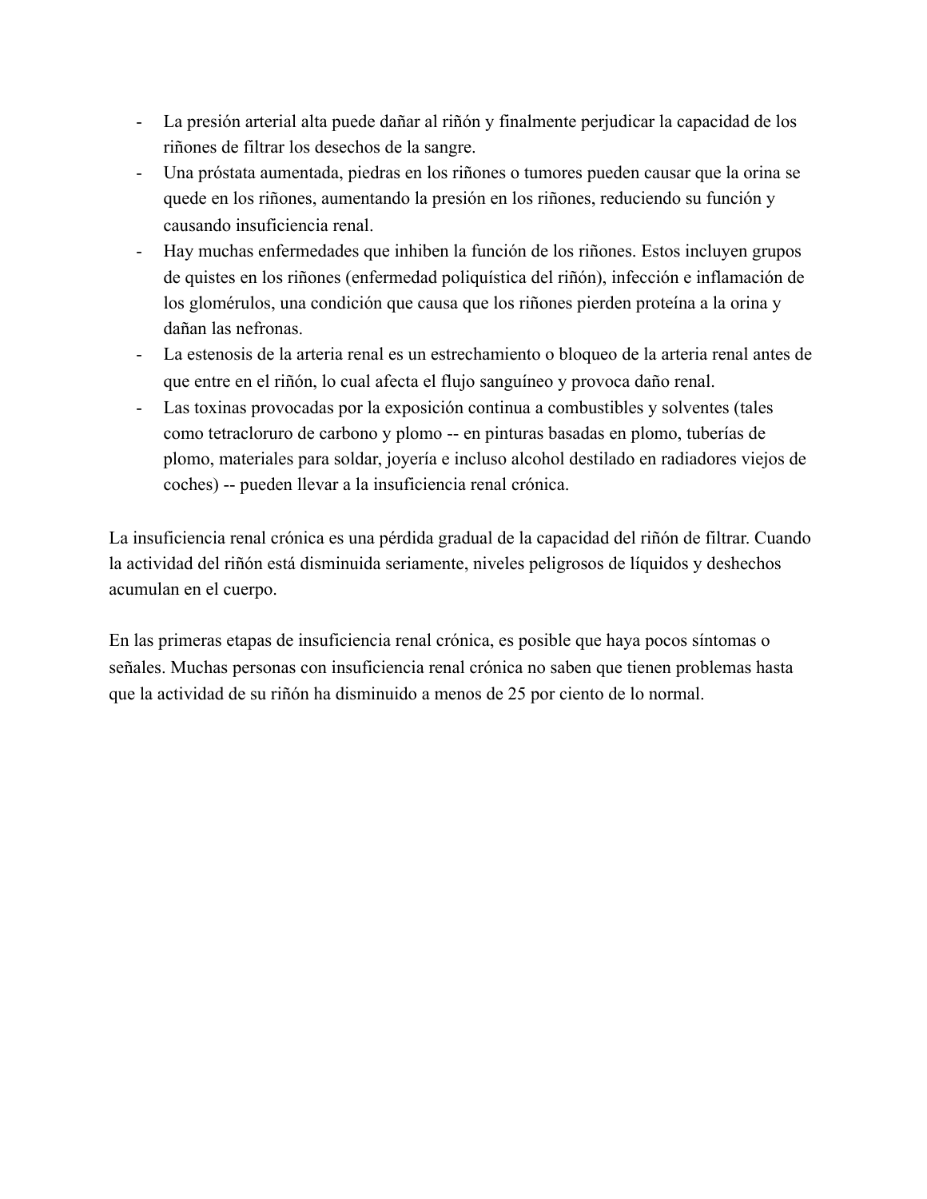- La presión arterial alta puede dañar al riñón y finalmente perjudicar la capacidad de los riñones de filtrar los desechos de la sangre.
- Una próstata aumentada, piedras en los riñones o tumores pueden causar que la orina se quede en los riñones, aumentando la presión en los riñones, reduciendo su función y causando insuficiencia renal.
- Hay muchas enfermedades que inhiben la función de los riñones. Estos incluyen grupos de quistes en los riñones (enfermedad poliquística del riñón), infección e inflamación de los glomérulos, una condición que causa que los riñones pierden proteína a la orina y dañan las nefronas.
- La estenosis de la arteria renal es un estrechamiento o bloqueo de la arteria renal antes de que entre en el riñón, lo cual afecta el flujo sanguíneo y provoca daño renal.
- Las toxinas provocadas por la exposición continua a combustibles y solventes (tales como tetracloruro de carbono y plomo -- en pinturas basadas en plomo, tuberías de plomo, materiales para soldar, joyería e incluso alcohol destilado en radiadores viejos de coches) -- pueden llevar a la insuficiencia renal crónica.

La insuficiencia renal crónica es una pérdida gradual de la capacidad del riñón de filtrar. Cuando la actividad del riñón está disminuida seriamente, niveles peligrosos de líquidos y deshechos acumulan en el cuerpo.

En las primeras etapas de insuficiencia renal crónica, es posible que haya pocos síntomas o señales. Muchas personas con insuficiencia renal crónica no saben que tienen problemas hasta que la actividad de su riñón ha disminuido a menos de 25 por ciento de lo normal.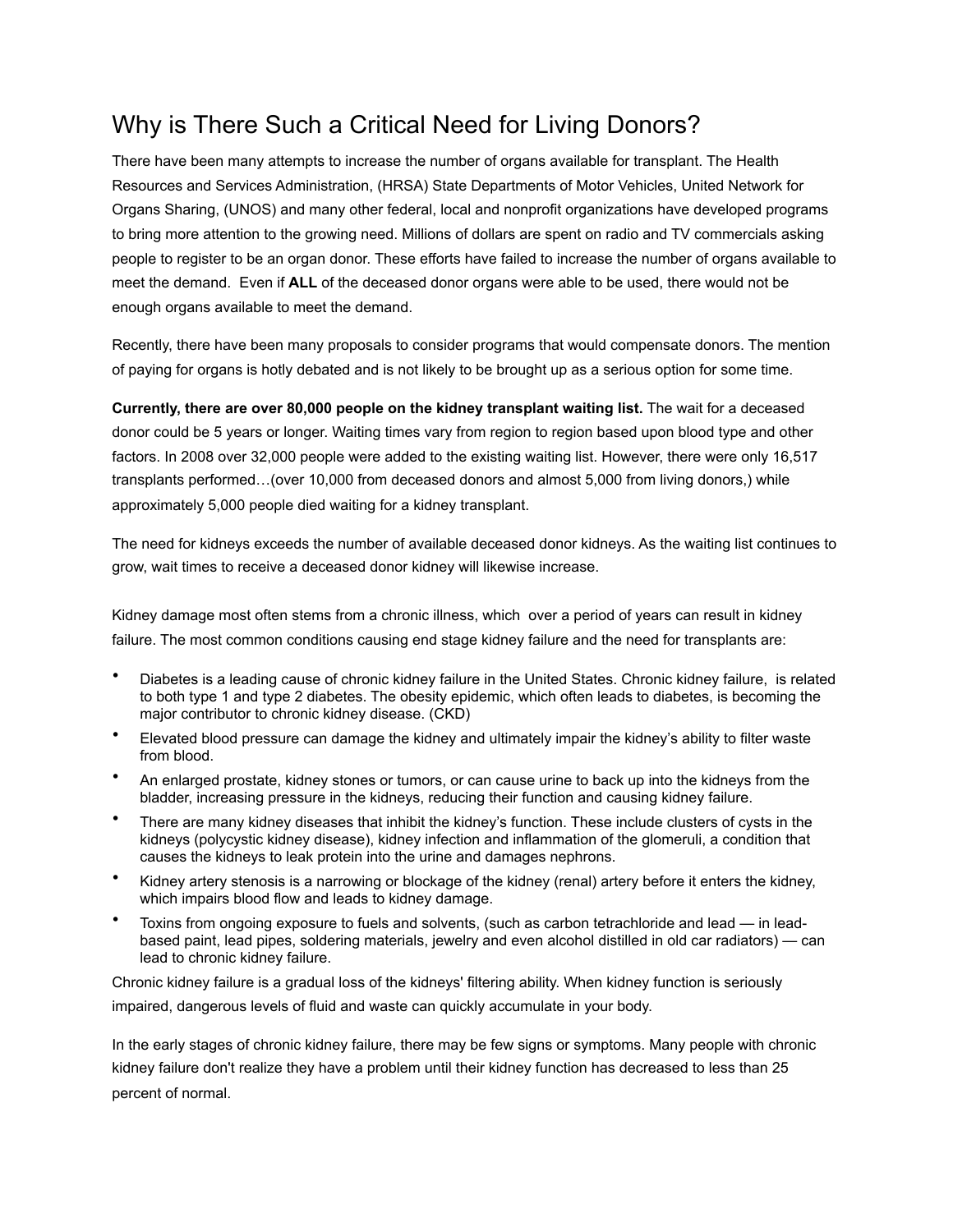# Why is There Such a Critical Need for Living Donors?

There have been many attempts to increase the number of organs available for transplant. The Health Resources and Services Administration, (HRSA) State Departments of Motor Vehicles, United Network for Organs Sharing, (UNOS) and many other federal, local and nonprofit organizations have developed programs to bring more attention to the growing need. Millions of dollars are spent on radio and TV commercials asking people to register to be an organ donor. These efforts have failed to increase the number of organs available to meet the demand. Even if **ALL** of the deceased donor organs were able to be used, there would not be enough organs available to meet the demand.

Recently, there have been many proposals to consider programs that would compensate donors. The mention of paying for organs is hotly debated and is not likely to be brought up as a serious option for some time.

**Currently, there are over 80,000 people on the kidney transplant waiting list.** The wait for a deceased donor could be 5 years or longer. Waiting times vary from region to region based upon blood type and other factors. In 2008 over 32,000 people were added to the existing waiting list. However, there were only 16,517 transplants performed…(over 10,000 from deceased donors and almost 5,000 from living donors,) while approximately 5,000 people died waiting for a kidney transplant.

The need for kidneys exceeds the number of available deceased donor kidneys. As the waiting list continues to grow, wait times to receive a deceased donor kidney will likewise increase.

Kidney damage most often stems from a chronic illness, which over a period of years can result in kidney failure. The most common conditions causing end stage kidney failure and the need for transplants are:

- Diabetes is a leading cause of chronic kidney failure in the United States. Chronic kidney failure, is related to both type 1 and type 2 diabetes. The obesity epidemic, which often leads to diabetes, is becoming the major contributor to chronic kidney disease. (CKD)
- Elevated blood pressure can damage the kidney and ultimately impair the kidney's ability to filter waste from blood.
- An enlarged prostate, kidney stones or tumors, or can cause urine to back up into the kidneys from the bladder, increasing pressure in the kidneys, reducing their function and causing kidney failure.
- There are many kidney diseases that inhibit the kidney's function. These include clusters of cysts in the kidneys (polycystic kidney disease), kidney infection and inflammation of the glomeruli, a condition that causes the kidneys to leak protein into the urine and damages nephrons.
- Kidney artery stenosis is a narrowing or blockage of the kidney (renal) artery before it enters the kidney, which impairs blood flow and leads to kidney damage.
- Toxins from ongoing exposure to fuels and solvents, (such as carbon tetrachloride and lead — in lead-based paint, lead pipes, soldering materials, jewelry and even alcohol distilled in old car radiators) — can lead to chronic kidney failure.

Chronic kidney failure is a gradual loss of the kidneys' filtering ability. When kidney function is seriously impaired, dangerous levels of fluid and waste can quickly accumulate in your body.

In the early stages of chronic kidney failure, there may be few signs or symptoms. Many people with chronic kidney failure don't realize they have a problem until their kidney function has decreased to less than 25 percent of normal.